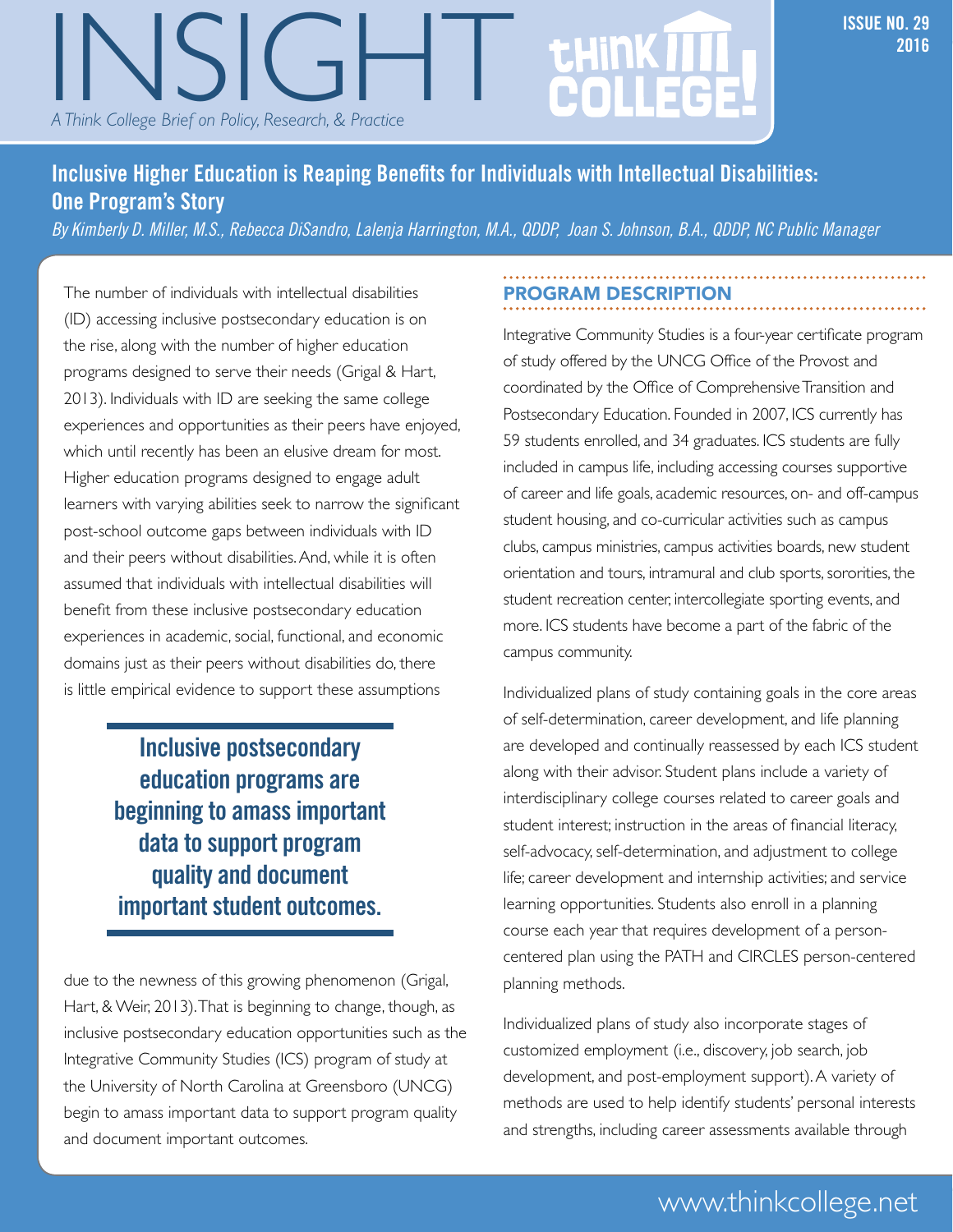# INSIGHT

*A Think College Brief on Policy, Research, & Practice*

ISSUE NO. 29
2016

## Inclusive Higher Education is Reaping Benefits for Individuals with Intellectual Disabilities: One Program's Story

*By Kimberly D. Miller, M.S., Rebecca DiSandro, Lalenja Harrington, M.A., QDDP, Joan S. Johnson, B.A., QDDP, NC Public Manager*

The number of individuals with intellectual disabilities (ID) accessing inclusive postsecondary education is on the rise, along with the number of higher education programs designed to serve their needs (Grigal & Hart, 2013). Individuals with ID are seeking the same college experiences and opportunities as their peers have enjoyed, which until recently has been an elusive dream for most. Higher education programs designed to engage adult learners with varying abilities seek to narrow the significant post-school outcome gaps between individuals with ID and their peers without disabilities. And, while it is often assumed that individuals with intellectual disabilities will benefit from these inclusive postsecondary education experiences in academic, social, functional, and economic domains just as their peers without disabilities do, there is little empirical evidence to support these assumptions due to the newness of this growing phenomenon (Grigal, Hart, & Weir, 2013). That is beginning to change, though, as inclusive postsecondary education opportunities such as the Integrative Community Studies (ICS) program of study at the University of North Carolina at Greensboro (UNCG) begin to amass important data to support program quality and document important outcomes.

> **Inclusive postsecondary education programs are beginning to amass important data to support program quality and document important student outcomes.**

### PROGRAM DESCRIPTION

Integrative Community Studies is a four-year certificate program of study offered by the UNCG Office of the Provost and coordinated by the Office of Comprehensive Transition and Postsecondary Education. Founded in 2007, ICS currently has 59 students enrolled, and 34 graduates. ICS students are fully included in campus life, including accessing courses supportive of career and life goals, academic resources, on- and off-campus student housing, and co-curricular activities such as campus clubs, campus ministries, campus activities boards, new student orientation and tours, intramural and club sports, sororities, the student recreation center, intercollegiate sporting events, and more. ICS students have become a part of the fabric of the campus community.

Individualized plans of study containing goals in the core areas of self-determination, career development, and life planning are developed and continually reassessed by each ICS student along with their advisor. Student plans include a variety of interdisciplinary college courses related to career goals and student interest; instruction in the areas of financial literacy, self-advocacy, self-determination, and adjustment to college life; career development and internship activities; and service learning opportunities. Students also enroll in a planning course each year that requires development of a person-centered plan using the PATH and CIRCLES person-centered planning methods.

Individualized plans of study also incorporate stages of customized employment (i.e., discovery, job search, job development, and post-employment support). A variety of methods are used to help identify students' personal interests and strengths, including career assessments available through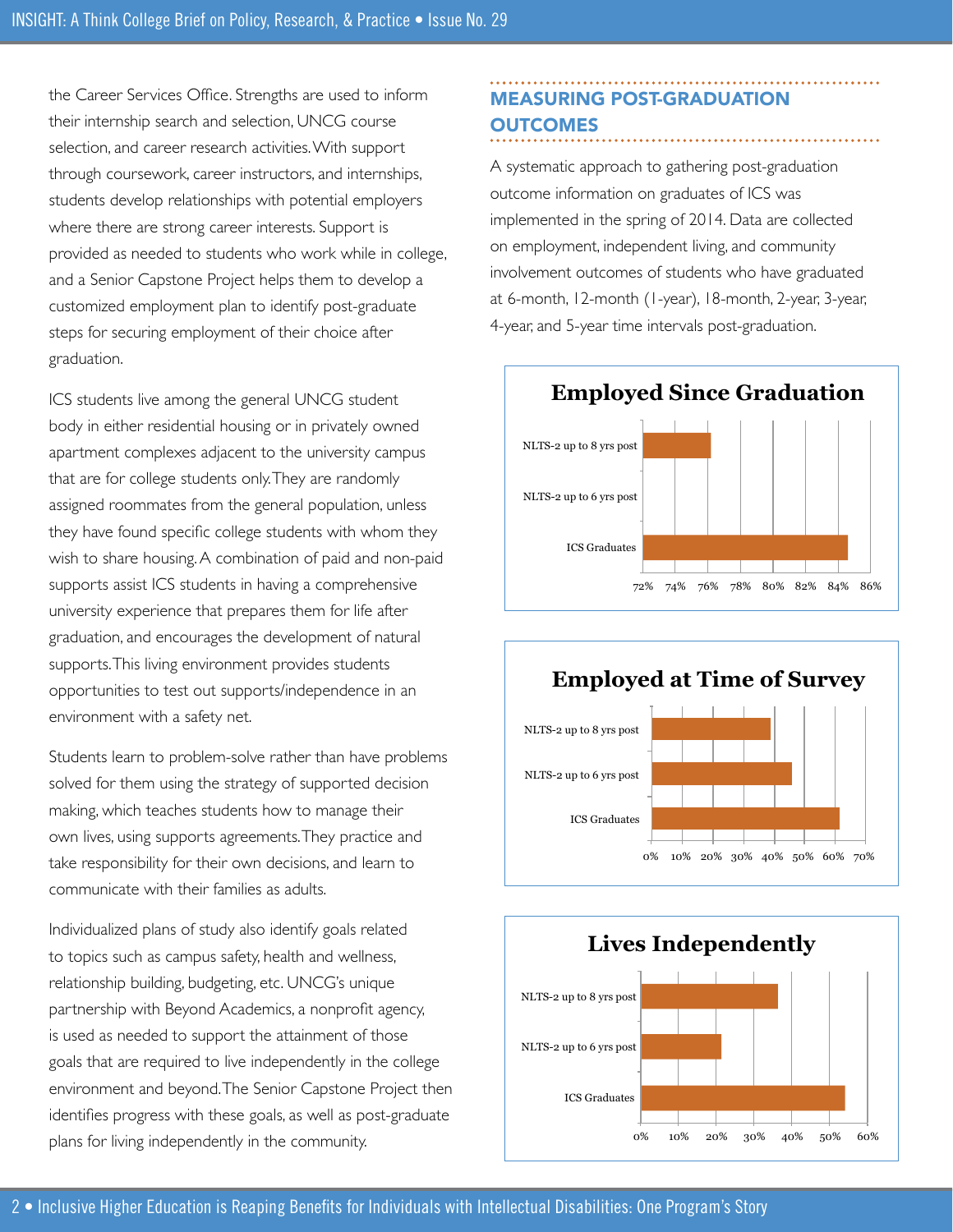the Career Services Office. Strengths are used to inform their internship search and selection, UNCG course selection, and career research activities. With support through coursework, career instructors, and internships, students develop relationships with potential employers where there are strong career interests. Support is provided as needed to students who work while in college, and a Senior Capstone Project helps them to develop a customized employment plan to identify post-graduate steps for securing employment of their choice after graduation.

ICS students live among the general UNCG student body in either residential housing or in privately owned apartment complexes adjacent to the university campus that are for college students only. They are randomly assigned roommates from the general population, unless they have found specific college students with whom they wish to share housing. A combination of paid and non-paid supports assist ICS students in having a comprehensive university experience that prepares them for life after graduation, and encourages the development of natural supports. This living environment provides students opportunities to test out supports/independence in an environment with a safety net.

Students learn to problem-solve rather than have problems solved for them using the strategy of supported decision making, which teaches students how to manage their own lives, using supports agreements. They practice and take responsibility for their own decisions, and learn to communicate with their families as adults.

Individualized plans of study also identify goals related to topics such as campus safety, health and wellness, relationship building, budgeting, etc. UNCG's unique partnership with Beyond Academics, a nonprofit agency, is used as needed to support the attainment of those goals that are required to live independently in the college environment and beyond. The Senior Capstone Project then identifies progress with these goals, as well as post-graduate plans for living independently in the community.

## MEASURING POST-GRADUATION OUTCOMES

A systematic approach to gathering post-graduation outcome information on graduates of ICS was implemented in the spring of 2014. Data are collected on employment, independent living, and community involvement outcomes of students who have graduated at 6-month, 12-month (1-year), 18-month, 2-year, 3-year, 4-year, and 5-year time intervals post-graduation.

**Employed Since Graduation**

NLTS-2 up to 8 yrs post
NLTS-2 up to 6 yrs post
ICS Graduates

72% 74% 76% 78% 80% 82% 84% 86%

**Employed at Time of Survey**

NLTS-2 up to 8 yrs post
NLTS-2 up to 6 yrs post
ICS Graduates

0% 10% 20% 30% 40% 50% 60% 70%

**Lives Independently**

NLTS-2 up to 8 yrs post
NLTS-2 up to 6 yrs post
ICS Graduates

0% 10% 20% 30% 40% 50% 60%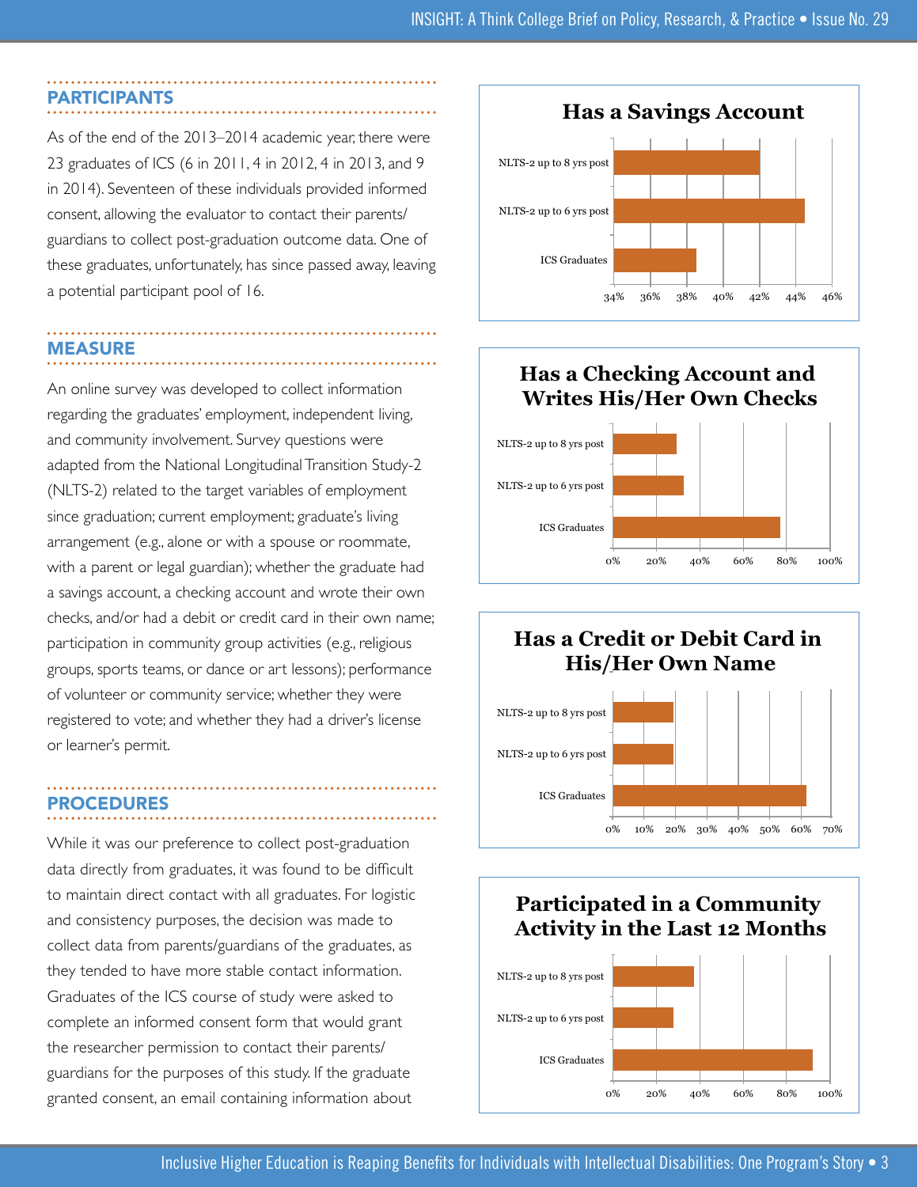## PARTICIPANTS

As of the end of the 2013–2014 academic year, there were 23 graduates of ICS (6 in 2011, 4 in 2012, 4 in 2013, and 9 in 2014). Seventeen of these individuals provided informed consent, allowing the evaluator to contact their parents/guardians to collect post-graduation outcome data. One of these graduates, unfortunately, has since passed away, leaving a potential participant pool of 16.

## MEASURE

An online survey was developed to collect information regarding the graduates' employment, independent living, and community involvement. Survey questions were adapted from the National Longitudinal Transition Study-2 (NLTS-2) related to the target variables of employment since graduation; current employment; graduate's living arrangement (e.g., alone or with a spouse or roommate, with a parent or legal guardian); whether the graduate had a savings account, a checking account and wrote their own checks, and/or had a debit or credit card in their own name; participation in community group activities (e.g., religious groups, sports teams, or dance or art lessons); performance of volunteer or community service; whether they were registered to vote; and whether they had a driver's license or learner's permit.

## PROCEDURES

While it was our preference to collect post-graduation data directly from graduates, it was found to be difficult to maintain direct contact with all graduates. For logistic and consistency purposes, the decision was made to collect data from parents/guardians of the graduates, as they tended to have more stable contact information. Graduates of the ICS course of study were asked to complete an informed consent form that would grant the researcher permission to contact their parents/guardians for the purposes of this study. If the graduate granted consent, an email containing information about

**Has a Savings Account**

**Has a Checking Account and Writes His/Her Own Checks**

**Has a Credit or Debit Card in His/Her Own Name**

**Participated in a Community Activity in the Last 12 Months**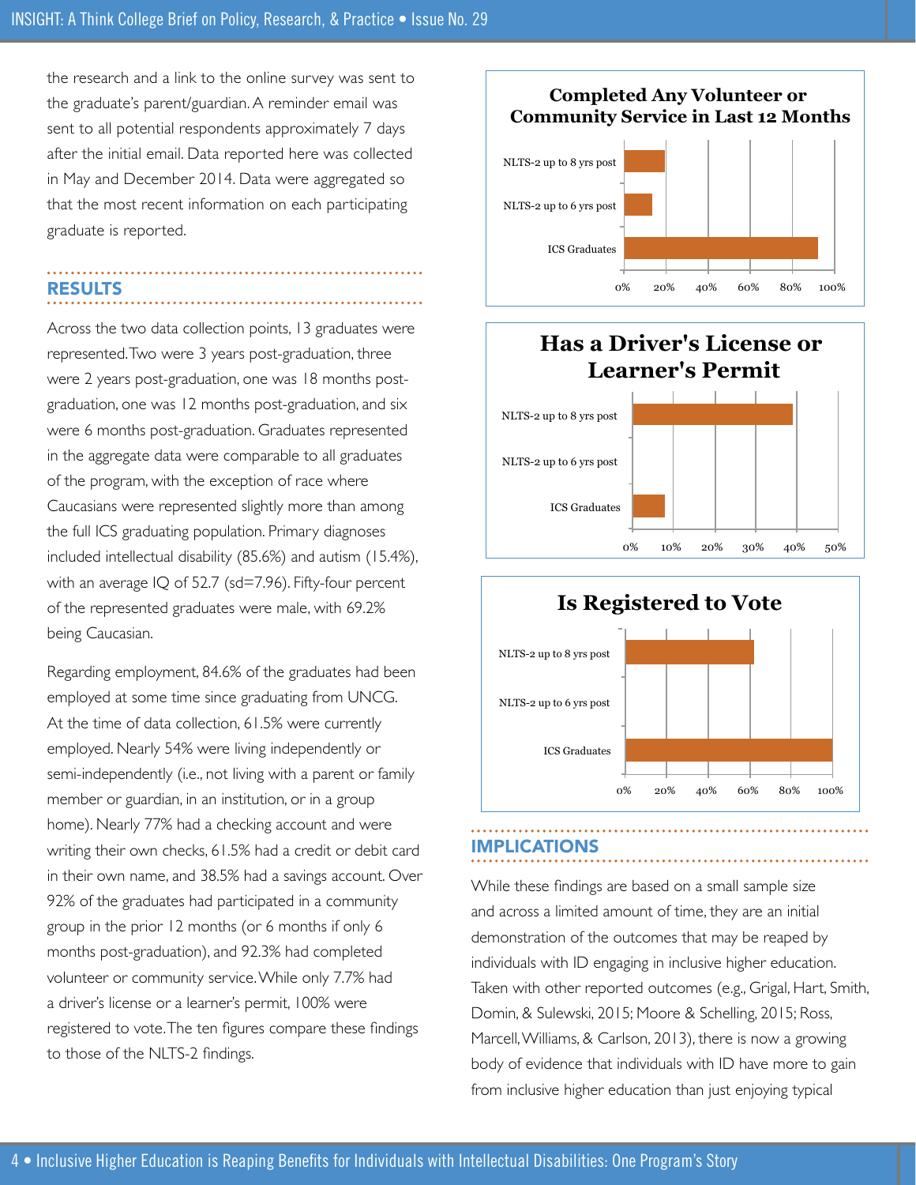the research and a link to the online survey was sent to the graduate's parent/guardian. A reminder email was sent to all potential respondents approximately 7 days after the initial email. Data reported here was collected in May and December 2014. Data were aggregated so that the most recent information on each participating graduate is reported.

## RESULTS

Across the two data collection points, 13 graduates were represented. Two were 3 years post-graduation, three were 2 years post-graduation, one was 18 months post-graduation, one was 12 months post-graduation, and six were 6 months post-graduation. Graduates represented in the aggregate data were comparable to all graduates of the program, with the exception of race where Caucasians were represented slightly more than among the full ICS graduating population. Primary diagnoses included intellectual disability (85.6%) and autism (15.4%), with an average IQ of 52.7 (sd=7.96). Fifty-four percent of the represented graduates were male, with 69.2% being Caucasian.

Regarding employment, 84.6% of the graduates had been employed at some time since graduating from UNCG. At the time of data collection, 61.5% were currently employed. Nearly 54% were living independently or semi-independently (i.e., not living with a parent or family member or guardian, in an institution, or in a group home). Nearly 77% had a checking account and were writing their own checks, 61.5% had a credit or debit card in their own name, and 38.5% had a savings account. Over 92% of the graduates had participated in a community group in the prior 12 months (or 6 months if only 6 months post-graduation), and 92.3% had completed volunteer or community service. While only 7.7% had a driver's license or a learner's permit, 100% were registered to vote. The ten figures compare these findings to those of the NLTS-2 findings.

**Completed Any Volunteer or Community Service in Last 12 Months**

(Bar chart: NLTS-2 up to 8 yrs post; NLTS-2 up to 6 yrs post; ICS Graduates. Axis 0%–100%)

**Has a Driver's License or Learner's Permit**

(Bar chart: NLTS-2 up to 8 yrs post; NLTS-2 up to 6 yrs post; ICS Graduates. Axis 0%–50%)

**Is Registered to Vote**

(Bar chart: NLTS-2 up to 8 yrs post; NLTS-2 up to 6 yrs post; ICS Graduates. Axis 0%–100%)

## IMPLICATIONS

While these findings are based on a small sample size and across a limited amount of time, they are an initial demonstration of the outcomes that may be reaped by individuals with ID engaging in inclusive higher education. Taken with other reported outcomes (e.g., Grigal, Hart, Smith, Domin, & Sulewski, 2015; Moore & Schelling, 2015; Ross, Marcell, Williams, & Carlson, 2013), there is now a growing body of evidence that individuals with ID have more to gain from inclusive higher education than just enjoying typical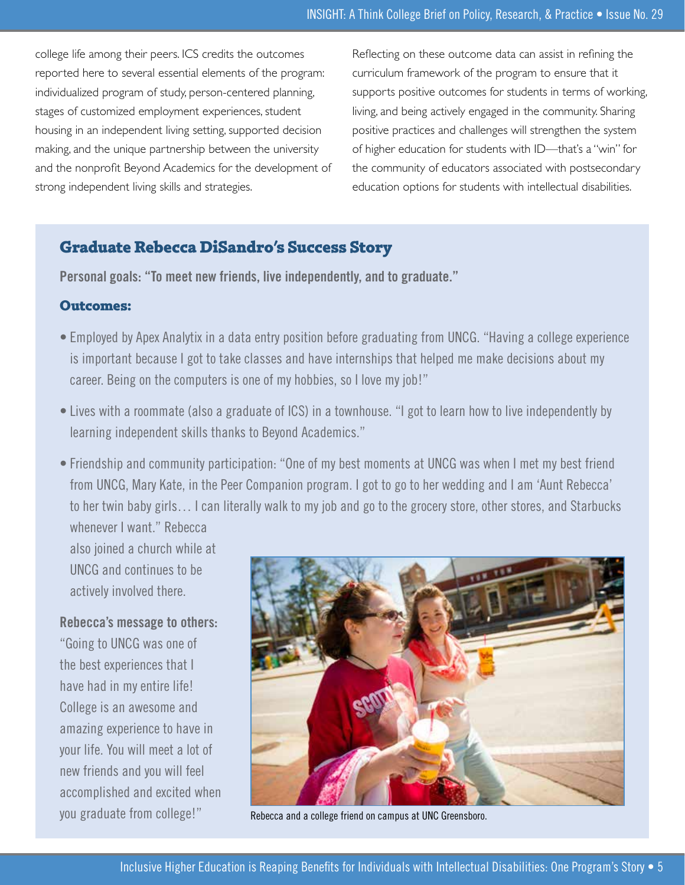college life among their peers. ICS credits the outcomes reported here to several essential elements of the program: individualized program of study, person-centered planning, stages of customized employment experiences, student housing in an independent living setting, supported decision making, and the unique partnership between the university and the nonprofit Beyond Academics for the development of strong independent living skills and strategies.

Reflecting on these outcome data can assist in refining the curriculum framework of the program to ensure that it supports positive outcomes for students in terms of working, living, and being actively engaged in the community. Sharing positive practices and challenges will strengthen the system of higher education for students with ID—that's a "win" for the community of educators associated with postsecondary education options for students with intellectual disabilities.

## Graduate Rebecca DiSandro's Success Story

**Personal goals: "To meet new friends, live independently, and to graduate."**

### Outcomes:

- Employed by Apex Analytix in a data entry position before graduating from UNCG. "Having a college experience is important because I got to take classes and have internships that helped me make decisions about my career. Being on the computers is one of my hobbies, so I love my job!"
- Lives with a roommate (also a graduate of ICS) in a townhouse. "I got to learn how to live independently by learning independent skills thanks to Beyond Academics."
- Friendship and community participation: "One of my best moments at UNCG was when I met my best friend from UNCG, Mary Kate, in the Peer Companion program. I got to go to her wedding and I am 'Aunt Rebecca' to her twin baby girls… I can literally walk to my job and go to the grocery store, other stores, and Starbucks whenever I want." Rebecca also joined a church while at UNCG and continues to be actively involved there.

**Rebecca's message to others:** "Going to UNCG was one of the best experiences that I have had in my entire life! College is an awesome and amazing experience to have in your life. You will meet a lot of new friends and you will feel accomplished and excited when you graduate from college!"

Rebecca and a college friend on campus at UNC Greensboro.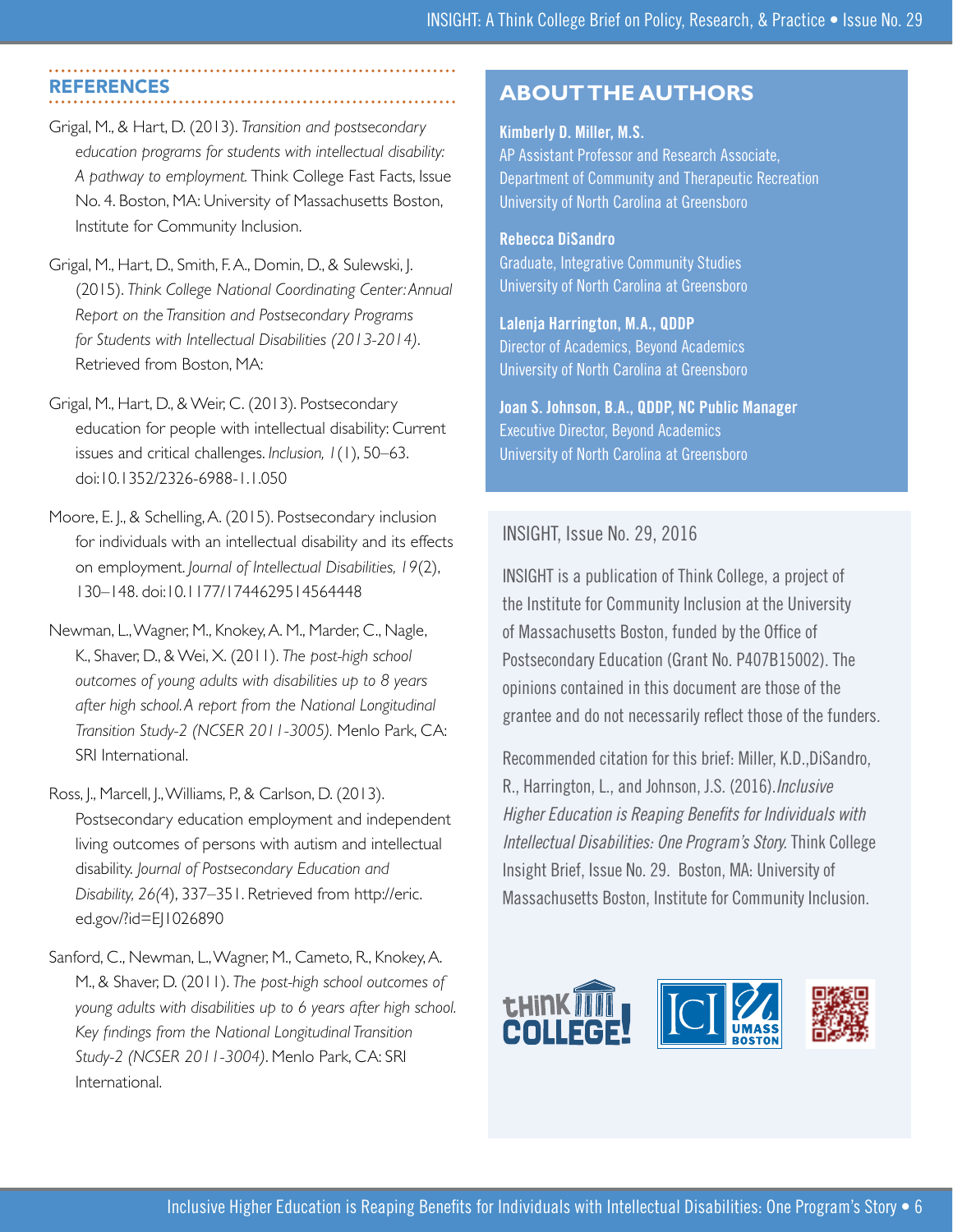## REFERENCES

Grigal, M., & Hart, D. (2013). *Transition and postsecondary education programs for students with intellectual disability: A pathway to employment.* Think College Fast Facts, Issue No. 4. Boston, MA: University of Massachusetts Boston, Institute for Community Inclusion.

Grigal, M., Hart, D., Smith, F. A., Domin, D., & Sulewski, J. (2015). *Think College National Coordinating Center: Annual Report on the Transition and Postsecondary Programs for Students with Intellectual Disabilities (2013-2014).* Retrieved from Boston, MA:

Grigal, M., Hart, D., & Weir, C. (2013). Postsecondary education for people with intellectual disability: Current issues and critical challenges. *Inclusion, 1*(1), 50–63. doi:10.1352/2326-6988-1.1.050

Moore, E. J., & Schelling, A. (2015). Postsecondary inclusion for individuals with an intellectual disability and its effects on employment. *Journal of Intellectual Disabilities, 19*(2), 130–148. doi:10.1177/1744629514564448

Newman, L., Wagner, M., Knokey, A. M., Marder, C., Nagle, K., Shaver, D., & Wei, X. (2011). *The post-high school outcomes of young adults with disabilities up to 8 years after high school. A report from the National Longitudinal Transition Study-2 (NCSER 2011-3005).* Menlo Park, CA: SRI International.

Ross, J., Marcell, J., Williams, P., & Carlson, D. (2013). Postsecondary education employment and independent living outcomes of persons with autism and intellectual disability. *Journal of Postsecondary Education and Disability, 26(*4), 337–351. Retrieved from http://eric.ed.gov/?id=EJ1026890

Sanford, C., Newman, L., Wagner, M., Cameto, R., Knokey, A. M., & Shaver, D. (2011). *The post-high school outcomes of young adults with disabilities up to 6 years after high school. Key findings from the National Longitudinal Transition Study-2 (NCSER 2011-3004).* Menlo Park, CA: SRI International.

## ABOUT THE AUTHORS

**Kimberly D. Miller, M.S.**
AP Assistant Professor and Research Associate, Department of Community and Therapeutic Recreation
University of North Carolina at Greensboro

**Rebecca DiSandro**
Graduate, Integrative Community Studies
University of North Carolina at Greensboro

**Lalenja Harrington, M.A., QDDP**
Director of Academics, Beyond Academics
University of North Carolina at Greensboro

**Joan S. Johnson, B.A., QDDP, NC Public Manager**
Executive Director, Beyond Academics
University of North Carolina at Greensboro

INSIGHT, Issue No. 29, 2016

INSIGHT is a publication of Think College, a project of the Institute for Community Inclusion at the University of Massachusetts Boston, funded by the Office of Postsecondary Education (Grant No. P407B15002). The opinions contained in this document are those of the grantee and do not necessarily reflect those of the funders.

Recommended citation for this brief: Miller, K.D.,DiSandro, R., Harrington, L., and Johnson, J.S. (2016).*Inclusive Higher Education is Reaping Benefits for Individuals with Intellectual Disabilities: One Program's Story.* Think College Insight Brief, Issue No. 29. Boston, MA: University of Massachusetts Boston, Institute for Community Inclusion.